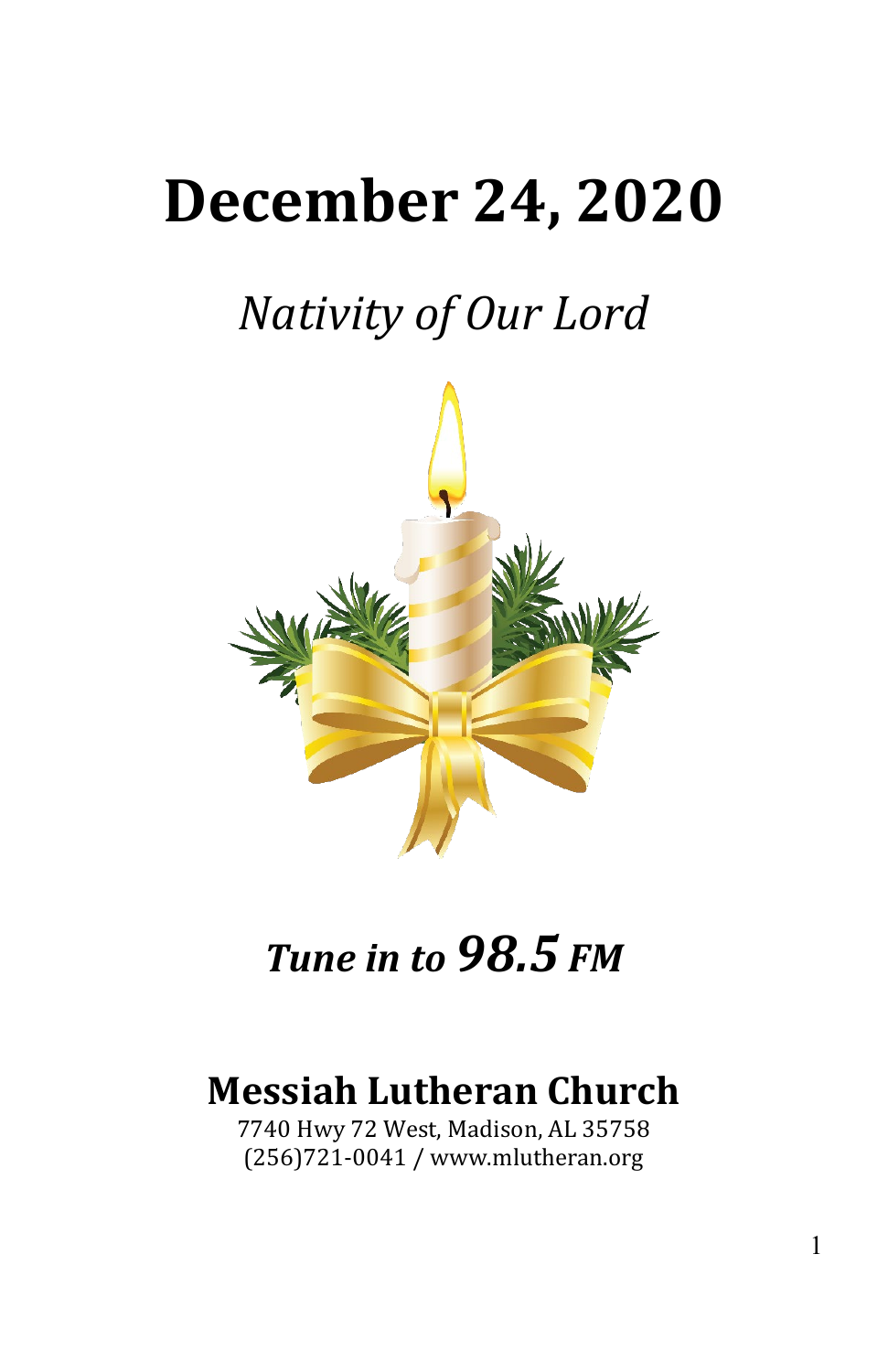# December 24, 2020

## *Nativity of Our Lord*

***Tune in to 98.5 FM***

## Messiah Lutheran Church

7740 Hwy 72 West, Madison, AL 35758
(256)721-0041 / www.mlutheran.org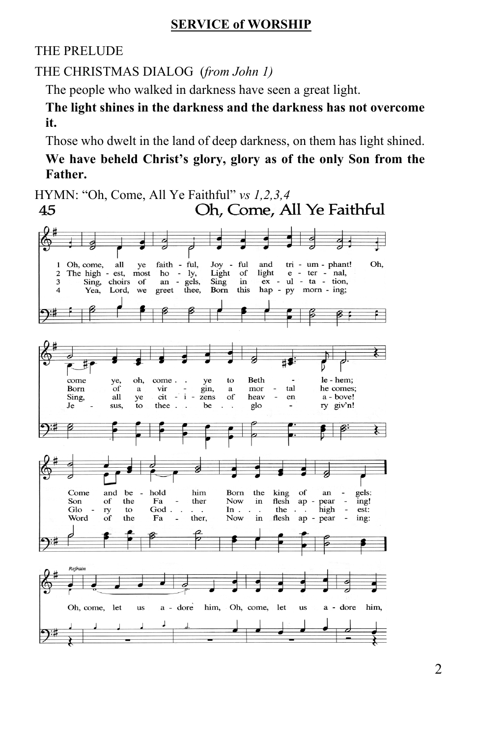## SERVICE of WORSHIP

THE PRELUDE

THE CHRISTMAS DIALOG (*from John 1)*

The people who walked in darkness have seen a great light.

**The light shines in the darkness and the darkness has not overcome it.**

Those who dwelt in the land of deep darkness, on them has light shined.

**We have beheld Christ's glory, glory as of the only Son from the Father.**

HYMN: "Oh, Come, All Ye Faithful" *vs 1,2,3,4*

45 Oh, Come, All Ye Faithful

1 Oh, come, all ye faithful, Joyful and triumphant! Oh, come ye, oh, come ye to Bethlehem; Come and behold him Born the king of angels:

2 The highest, most holy, Light of light eternal, Born of a virgin, a mortal he comes; Son of the Father Now in flesh appearing!

3 Sing, choirs of angels, Sing in exultation, Sing, all ye citizens of heaven above! Glory to God In the highest:

4 Yea, Lord, we greet thee, Born this happy morning; Jesus, to thee be glory giv'n! Word of the Father, Now in flesh appearing:

*Refrain*

Oh, come, let us adore him, Oh, come, let us adore him,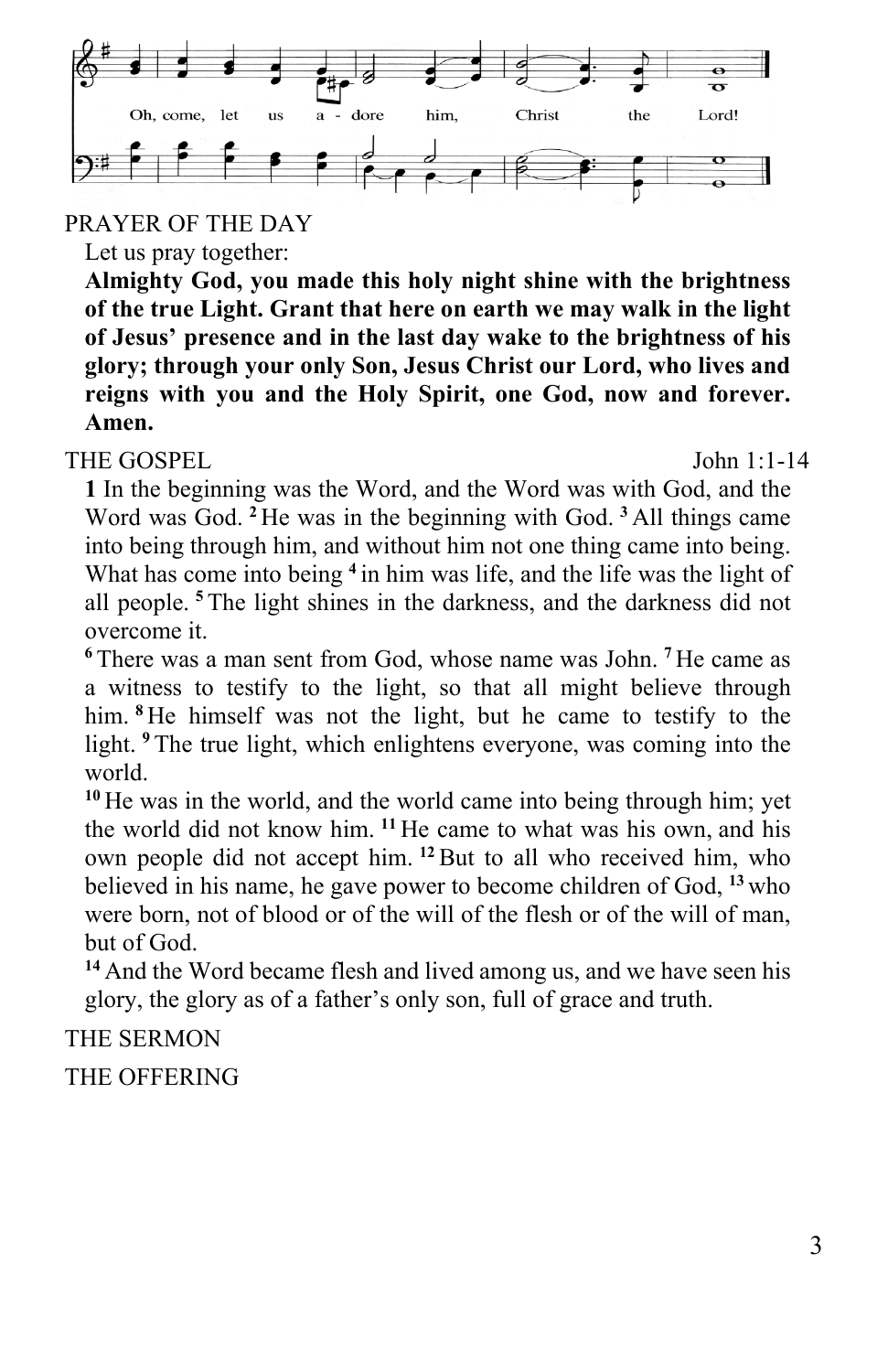Oh, come, let us adore him, Christ the Lord!

PRAYER OF THE DAY

Let us pray together:

**Almighty God, you made this holy night shine with the brightness of the true Light. Grant that here on earth we may walk in the light of Jesus' presence and in the last day wake to the brightness of his glory; through your only Son, Jesus Christ our Lord, who lives and reigns with you and the Holy Spirit, one God, now and forever. Amen.**

THE GOSPEL John 1:1-14

**1** In the beginning was the Word, and the Word was with God, and the Word was God. **2** He was in the beginning with God. **3** All things came into being through him, and without him not one thing came into being. What has come into being **4** in him was life, and the life was the light of all people. **5** The light shines in the darkness, and the darkness did not overcome it.

**6** There was a man sent from God, whose name was John. **7** He came as a witness to testify to the light, so that all might believe through him. **8** He himself was not the light, but he came to testify to the light. **9** The true light, which enlightens everyone, was coming into the world.

**10** He was in the world, and the world came into being through him; yet the world did not know him. **11** He came to what was his own, and his own people did not accept him. **12** But to all who received him, who believed in his name, he gave power to become children of God, **13** who were born, not of blood or of the will of the flesh or of the will of man, but of God.

**14** And the Word became flesh and lived among us, and we have seen his glory, the glory as of a father's only son, full of grace and truth.

THE SERMON

THE OFFERING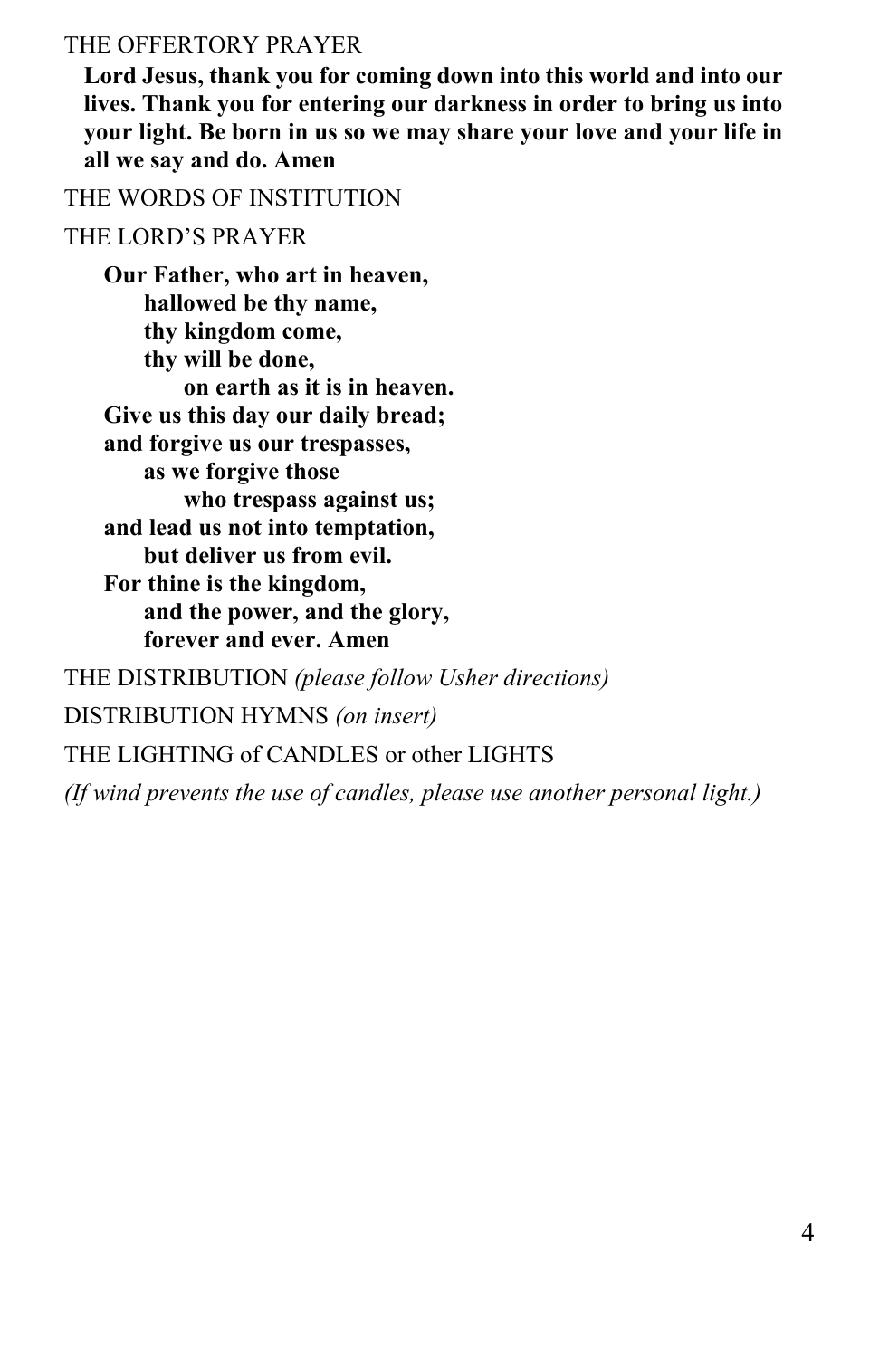THE OFFERTORY PRAYER

**Lord Jesus, thank you for coming down into this world and into our lives. Thank you for entering our darkness in order to bring us into your light. Be born in us so we may share your love and your life in all we say and do. Amen**

THE WORDS OF INSTITUTION

THE LORD'S PRAYER

**Our Father, who art in heaven,**
**hallowed be thy name,**
**thy kingdom come,**
**thy will be done,**
**on earth as it is in heaven.**
**Give us this day our daily bread;**
**and forgive us our trespasses,**
**as we forgive those**
**who trespass against us;**
**and lead us not into temptation,**
**but deliver us from evil.**
**For thine is the kingdom,**
**and the power, and the glory,**
**forever and ever. Amen**

THE DISTRIBUTION *(please follow Usher directions)*

DISTRIBUTION HYMNS *(on insert)*

THE LIGHTING of CANDLES or other LIGHTS

*(If wind prevents the use of candles, please use another personal light.)*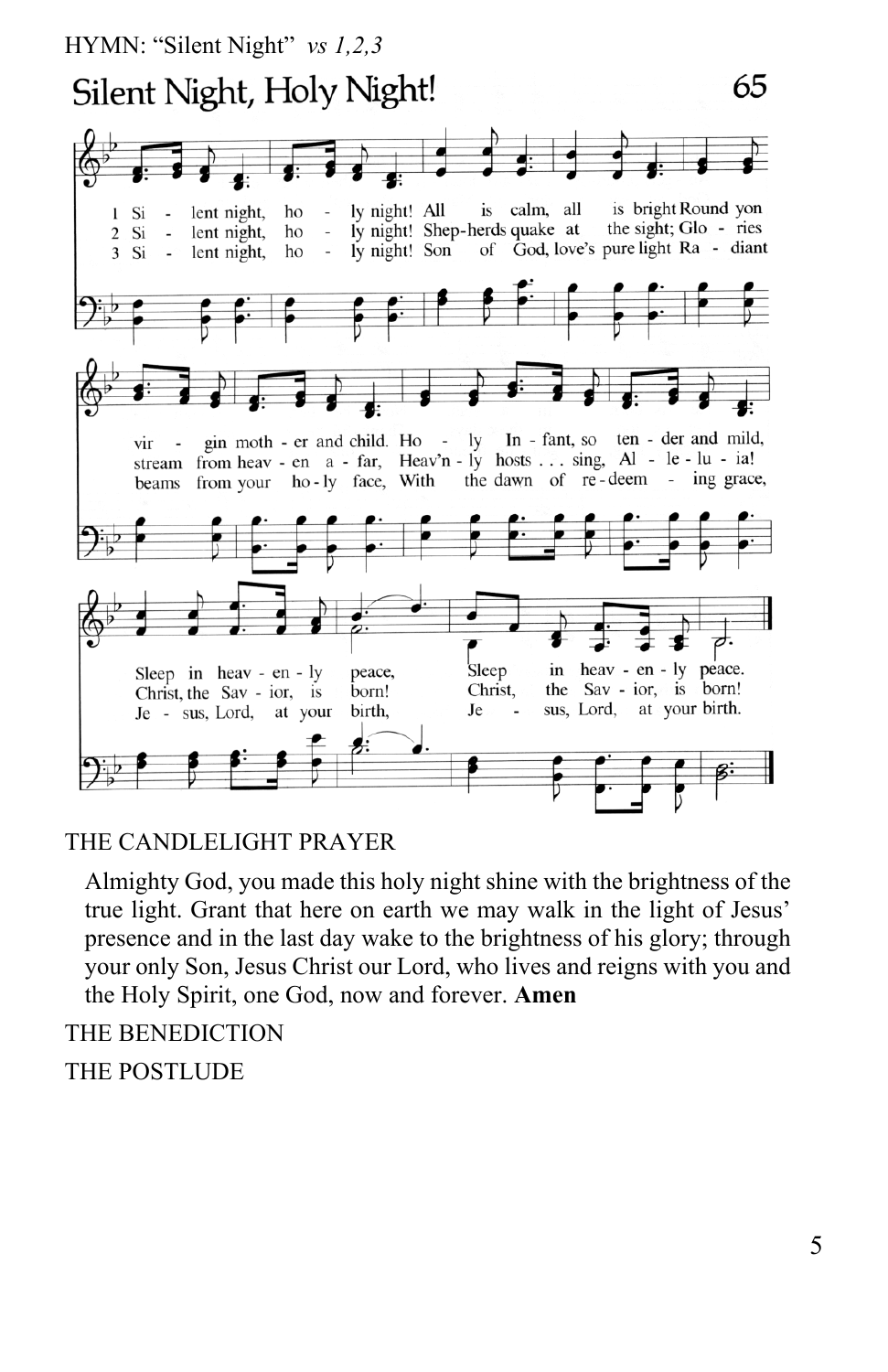HYMN: "Silent Night" *vs 1,2,3*

THE CANDLELIGHT PRAYER

Almighty God, you made this holy night shine with the brightness of the true light. Grant that here on earth we may walk in the light of Jesus' presence and in the last day wake to the brightness of his glory; through your only Son, Jesus Christ our Lord, who lives and reigns with you and the Holy Spirit, one God, now and forever. **Amen**

THE BENEDICTION

THE POSTLUDE